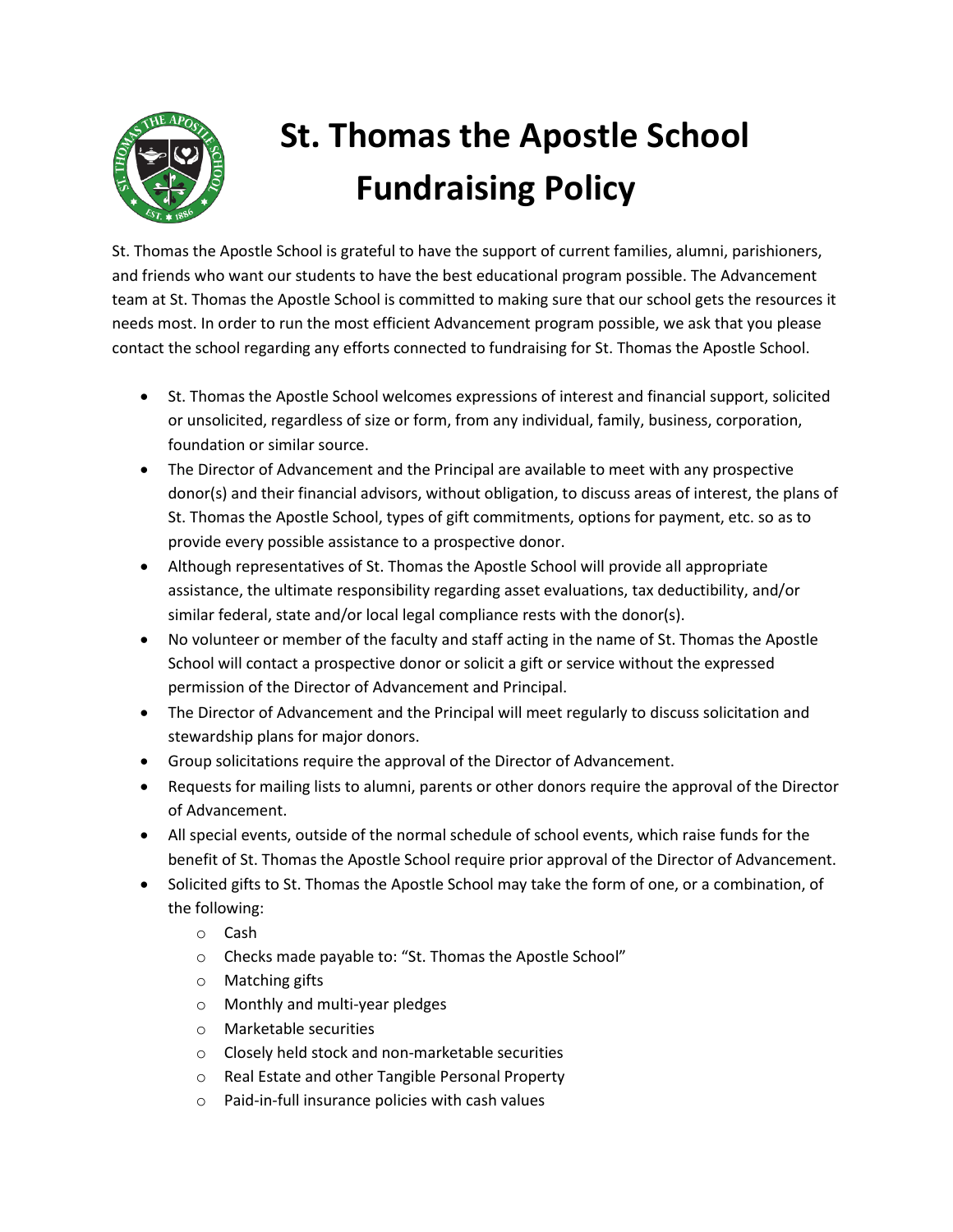# St. Thomas the Apostle School Fundraising Policy

St. Thomas the Apostle School is grateful to have the support of current families, alumni, parishioners, and friends who want our students to have the best educational program possible. The Advancement team at St. Thomas the Apostle School is committed to making sure that our school gets the resources it needs most. In order to run the most efficient Advancement program possible, we ask that you please contact the school regarding any efforts connected to fundraising for St. Thomas the Apostle School.

- St. Thomas the Apostle School welcomes expressions of interest and financial support, solicited or unsolicited, regardless of size or form, from any individual, family, business, corporation, foundation or similar source.
- The Director of Advancement and the Principal are available to meet with any prospective donor(s) and their financial advisors, without obligation, to discuss areas of interest, the plans of St. Thomas the Apostle School, types of gift commitments, options for payment, etc. so as to provide every possible assistance to a prospective donor.
- Although representatives of St. Thomas the Apostle School will provide all appropriate assistance, the ultimate responsibility regarding asset evaluations, tax deductibility, and/or similar federal, state and/or local legal compliance rests with the donor(s).
- No volunteer or member of the faculty and staff acting in the name of St. Thomas the Apostle School will contact a prospective donor or solicit a gift or service without the expressed permission of the Director of Advancement and Principal.
- The Director of Advancement and the Principal will meet regularly to discuss solicitation and stewardship plans for major donors.
- Group solicitations require the approval of the Director of Advancement.
- Requests for mailing lists to alumni, parents or other donors require the approval of the Director of Advancement.
- All special events, outside of the normal schedule of school events, which raise funds for the benefit of St. Thomas the Apostle School require prior approval of the Director of Advancement.
- Solicited gifts to St. Thomas the Apostle School may take the form of one, or a combination, of the following:
  - Cash
  - Checks made payable to: "St. Thomas the Apostle School"
  - Matching gifts
  - Monthly and multi-year pledges
  - Marketable securities
  - Closely held stock and non-marketable securities
  - Real Estate and other Tangible Personal Property
  - Paid-in-full insurance policies with cash values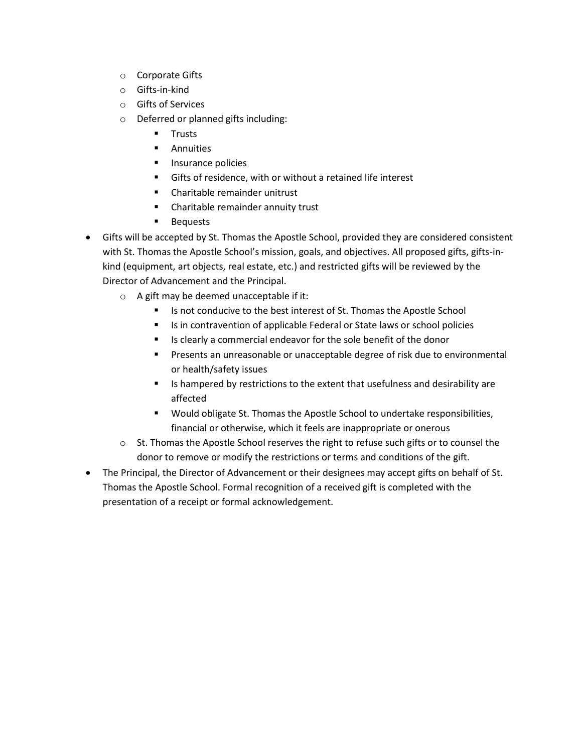- Corporate Gifts
  - Gifts-in-kind
  - Gifts of Services
  - Deferred or planned gifts including:
    - Trusts
    - Annuities
    - Insurance policies
    - Gifts of residence, with or without a retained life interest
    - Charitable remainder unitrust
    - Charitable remainder annuity trust
    - Bequests
- Gifts will be accepted by St. Thomas the Apostle School, provided they are considered consistent with St. Thomas the Apostle School's mission, goals, and objectives. All proposed gifts, gifts-in-kind (equipment, art objects, real estate, etc.) and restricted gifts will be reviewed by the Director of Advancement and the Principal.
  - A gift may be deemed unacceptable if it:
    - Is not conducive to the best interest of St. Thomas the Apostle School
    - Is in contravention of applicable Federal or State laws or school policies
    - Is clearly a commercial endeavor for the sole benefit of the donor
    - Presents an unreasonable or unacceptable degree of risk due to environmental or health/safety issues
    - Is hampered by restrictions to the extent that usefulness and desirability are affected
    - Would obligate St. Thomas the Apostle School to undertake responsibilities, financial or otherwise, which it feels are inappropriate or onerous
  - St. Thomas the Apostle School reserves the right to refuse such gifts or to counsel the donor to remove or modify the restrictions or terms and conditions of the gift.
- The Principal, the Director of Advancement or their designees may accept gifts on behalf of St. Thomas the Apostle School. Formal recognition of a received gift is completed with the presentation of a receipt or formal acknowledgement.